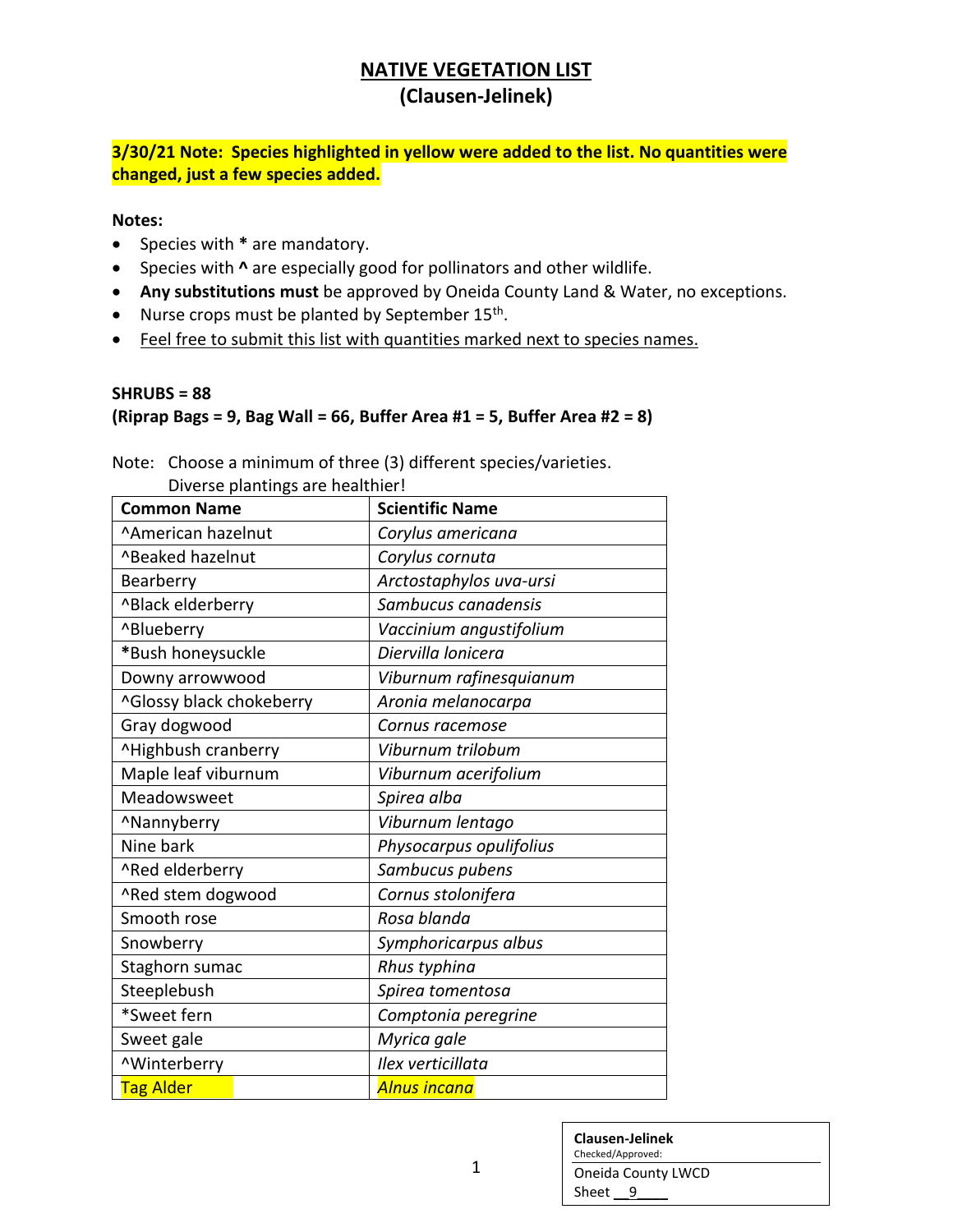# NATIVE VEGETATION LIST
## (Clausen-Jelinek)

**3/30/21 Note: Species highlighted in yellow were added to the list. No quantities were changed, just a few species added.**

**Notes:**

- Species with * are mandatory.
- Species with ^ are especially good for pollinators and other wildlife.
- **Any substitutions must** be approved by Oneida County Land & Water, no exceptions.
- Nurse crops must be planted by September 15th.
- Feel free to submit this list with quantities marked next to species names.

**SHRUBS = 88**
**(Riprap Bags = 9, Bag Wall = 66, Buffer Area #1 = 5, Buffer Area #2 = 8)**

Note: Choose a minimum of three (3) different species/varieties.
Diverse plantings are healthier!

| Common Name | Scientific Name |
|---|---|
| ^American hazelnut | *Corylus americana* |
| ^Beaked hazelnut | *Corylus cornuta* |
| Bearberry | *Arctostaphylos uva-ursi* |
| ^Black elderberry | *Sambucus canadensis* |
| ^Blueberry | *Vaccinium angustifolium* |
| *Bush honeysuckle | *Diervilla lonicera* |
| Downy arrowwood | *Viburnum rafinesquianum* |
| ^Glossy black chokeberry | *Aronia melanocarpa* |
| Gray dogwood | *Cornus racemose* |
| ^Highbush cranberry | *Viburnum trilobum* |
| Maple leaf viburnum | *Viburnum acerifolium* |
| Meadowsweet | *Spirea alba* |
| ^Nannyberry | *Viburnum lentago* |
| Nine bark | *Physocarpus opulifolius* |
| ^Red elderberry | *Sambucus pubens* |
| ^Red stem dogwood | *Cornus stolonifera* |
| Smooth rose | *Rosa blanda* |
| Snowberry | *Symphoricarpus albus* |
| Staghorn sumac | *Rhus typhina* |
| Steeplebush | *Spirea tomentosa* |
| *Sweet fern | *Comptonia peregrine* |
| Sweet gale | *Myrica gale* |
| ^Winterberry | *Ilex verticillata* |
| Tag Alder | *Alnus incana* |

Clausen-Jelinek
Checked/Approved:
Oneida County LWCD
Sheet 9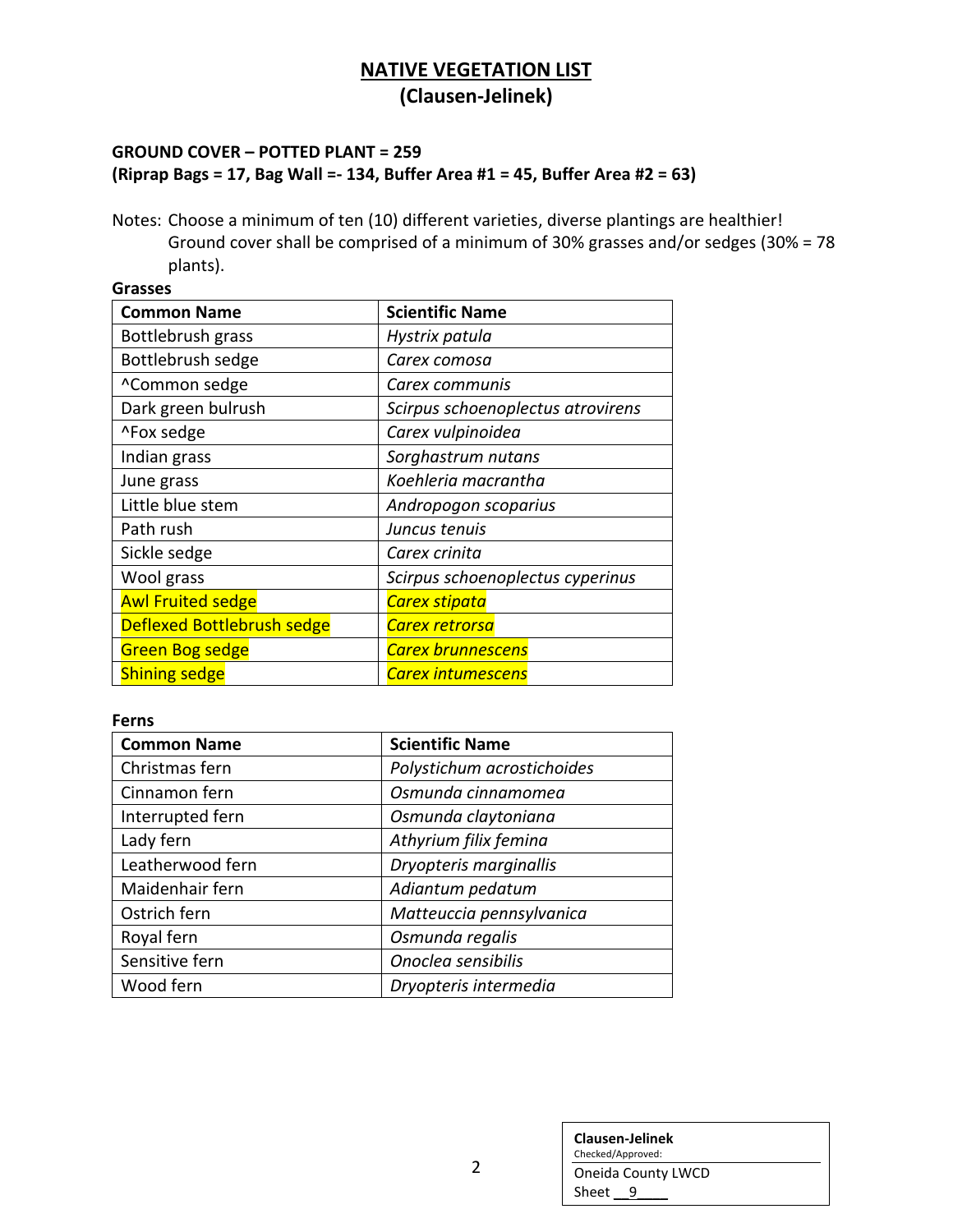# NATIVE VEGETATION LIST
## (Clausen-Jelinek)

**GROUND COVER – POTTED PLANT = 259**
**(Riprap Bags = 17, Bag Wall =- 134, Buffer Area #1 = 45, Buffer Area #2 = 63)**

Notes: Choose a minimum of ten (10) different varieties, diverse plantings are healthier! Ground cover shall be comprised of a minimum of 30% grasses and/or sedges (30% = 78 plants).

**Grasses**

| Common Name | Scientific Name |
|---|---|
| Bottlebrush grass | *Hystrix patula* |
| Bottlebrush sedge | *Carex comosa* |
| ^Common sedge | *Carex communis* |
| Dark green bulrush | *Scirpus schoenoplectus atrovirens* |
| ^Fox sedge | *Carex vulpinoidea* |
| Indian grass | *Sorghastrum nutans* |
| June grass | *Koehleria macrantha* |
| Little blue stem | *Andropogon scoparius* |
| Path rush | *Juncus tenuis* |
| Sickle sedge | *Carex crinita* |
| Wool grass | *Scirpus schoenoplectus cyperinus* |
| Awl Fruited sedge | *Carex stipata* |
| Deflexed Bottlebrush sedge | *Carex retrorsa* |
| Green Bog sedge | *Carex brunnescens* |
| Shining sedge | *Carex intumescens* |

**Ferns**

| Common Name | Scientific Name |
|---|---|
| Christmas fern | *Polystichum acrostichoides* |
| Cinnamon fern | *Osmunda cinnamomea* |
| Interrupted fern | *Osmunda claytoniana* |
| Lady fern | *Athyrium filix femina* |
| Leatherwood fern | *Dryopteris marginallis* |
| Maidenhair fern | *Adiantum pedatum* |
| Ostrich fern | *Matteuccia pennsylvanica* |
| Royal fern | *Osmunda regalis* |
| Sensitive fern | *Onoclea sensibilis* |
| Wood fern | *Dryopteris intermedia* |

| Clausen-Jelinek |
|---|
| Checked/Approved: |
| Oneida County LWCD |
| Sheet 9 |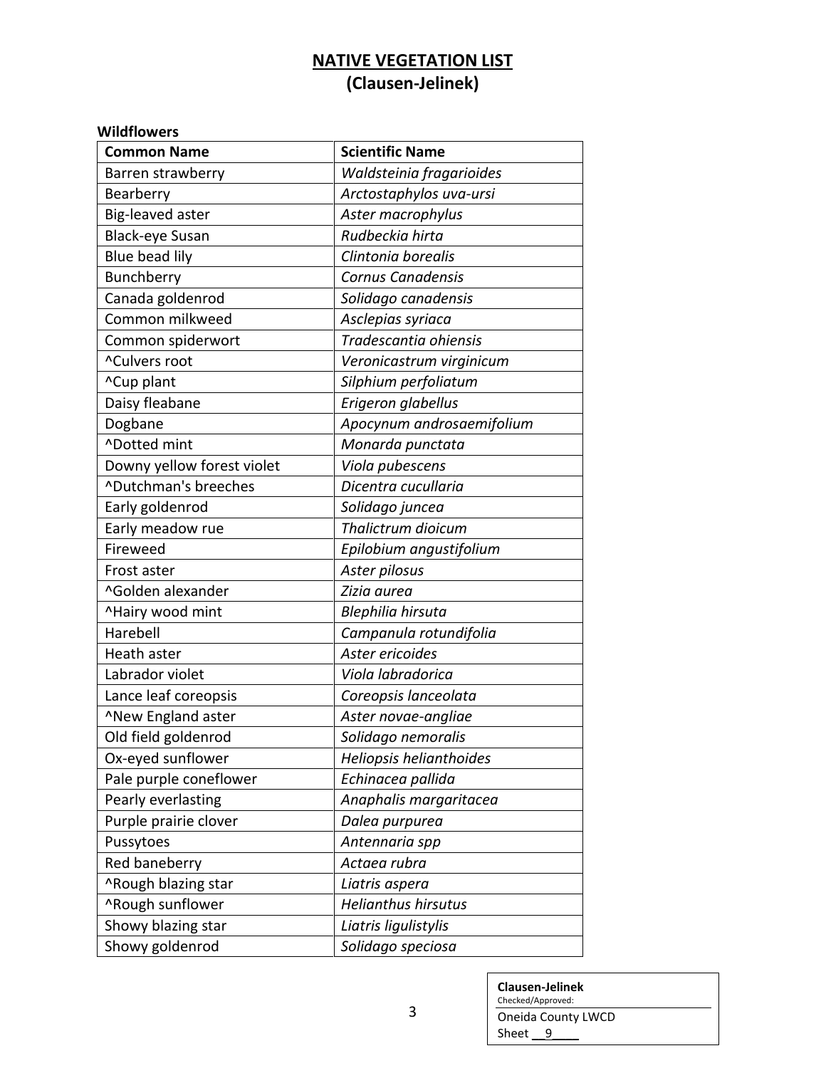# NATIVE VEGETATION LIST
## (Clausen-Jelinek)

**Wildflowers**

| Common Name | Scientific Name |
|---|---|
| Barren strawberry | *Waldsteinia fragarioides* |
| Bearberry | *Arctostaphylos uva-ursi* |
| Big-leaved aster | *Aster macrophylus* |
| Black-eye Susan | *Rudbeckia hirta* |
| Blue bead lily | *Clintonia borealis* |
| Bunchberry | *Cornus Canadensis* |
| Canada goldenrod | *Solidago canadensis* |
| Common milkweed | *Asclepias syriaca* |
| Common spiderwort | *Tradescantia ohiensis* |
| ^Culvers root | *Veronicastrum virginicum* |
| ^Cup plant | *Silphium perfoliatum* |
| Daisy fleabane | *Erigeron glabellus* |
| Dogbane | *Apocynum androsaemifolium* |
| ^Dotted mint | *Monarda punctata* |
| Downy yellow forest violet | *Viola pubescens* |
| ^Dutchman's breeches | *Dicentra cucullaria* |
| Early goldenrod | *Solidago juncea* |
| Early meadow rue | *Thalictrum dioicum* |
| Fireweed | *Epilobium angustifolium* |
| Frost aster | *Aster pilosus* |
| ^Golden alexander | *Zizia aurea* |
| ^Hairy wood mint | *Blephilia hirsuta* |
| Harebell | *Campanula rotundifolia* |
| Heath aster | *Aster ericoides* |
| Labrador violet | *Viola labradorica* |
| Lance leaf coreopsis | *Coreopsis lanceolata* |
| ^New England aster | *Aster novae-angliae* |
| Old field goldenrod | *Solidago nemoralis* |
| Ox-eyed sunflower | *Heliopsis helianthoides* |
| Pale purple coneflower | *Echinacea pallida* |
| Pearly everlasting | *Anaphalis margaritacea* |
| Purple prairie clover | *Dalea purpurea* |
| Pussytoes | *Antennaria spp* |
| Red baneberry | *Actaea rubra* |
| ^Rough blazing star | *Liatris aspera* |
| ^Rough sunflower | *Helianthus hirsutus* |
| Showy blazing star | *Liatris ligulistylis* |
| Showy goldenrod | *Solidago speciosa* |

**Clausen-Jelinek**
Checked/Approved:
Oneida County LWCD
Sheet 9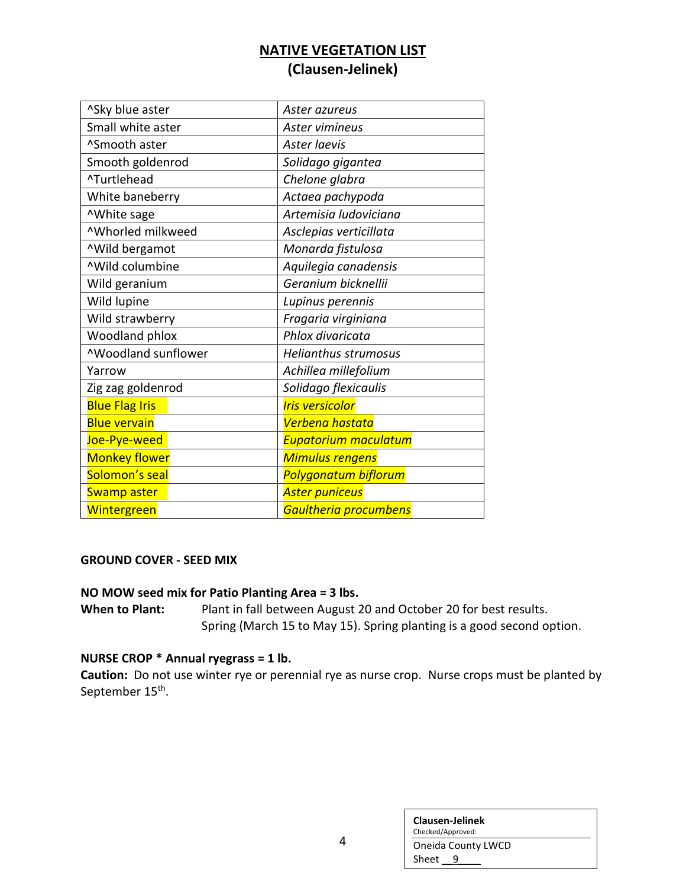# NATIVE VEGETATION LIST
## (Clausen-Jelinek)

| | |
|---|---|
| ^Sky blue aster | *Aster azureus* |
| Small white aster | *Aster vimineus* |
| ^Smooth aster | *Aster laevis* |
| Smooth goldenrod | *Solidago gigantea* |
| ^Turtlehead | *Chelone glabra* |
| White baneberry | *Actaea pachypoda* |
| ^White sage | *Artemisia ludoviciana* |
| ^Whorled milkweed | *Asclepias verticillata* |
| ^Wild bergamot | *Monarda fistulosa* |
| ^Wild columbine | *Aquilegia canadensis* |
| Wild geranium | *Geranium bicknellii* |
| Wild lupine | *Lupinus perennis* |
| Wild strawberry | *Fragaria virginiana* |
| Woodland phlox | *Phlox divaricata* |
| ^Woodland sunflower | *Helianthus strumosus* |
| Yarrow | *Achillea millefolium* |
| Zig zag goldenrod | *Solidago flexicaulis* |
| Blue Flag Iris | *Iris versicolor* |
| Blue vervain | *Verbena hastata* |
| Joe-Pye-weed | *Eupatorium maculatum* |
| Monkey flower | *Mimulus rengens* |
| Solomon's seal | *Polygonatum biflorum* |
| Swamp aster | *Aster puniceus* |
| Wintergreen | *Gaultheria procumbens* |

**GROUND COVER - SEED MIX**

**NO MOW seed mix for Patio Planting Area = 3 lbs.**

**When to Plant:** Plant in fall between August 20 and October 20 for best results.
Spring (March 15 to May 15). Spring planting is a good second option.

**NURSE CROP * Annual ryegrass = 1 lb.**

**Caution:** Do not use winter rye or perennial rye as nurse crop. Nurse crops must be planted by September 15th.

**Clausen-Jelinek**
Checked/Approved:
Oneida County LWCD
Sheet 9